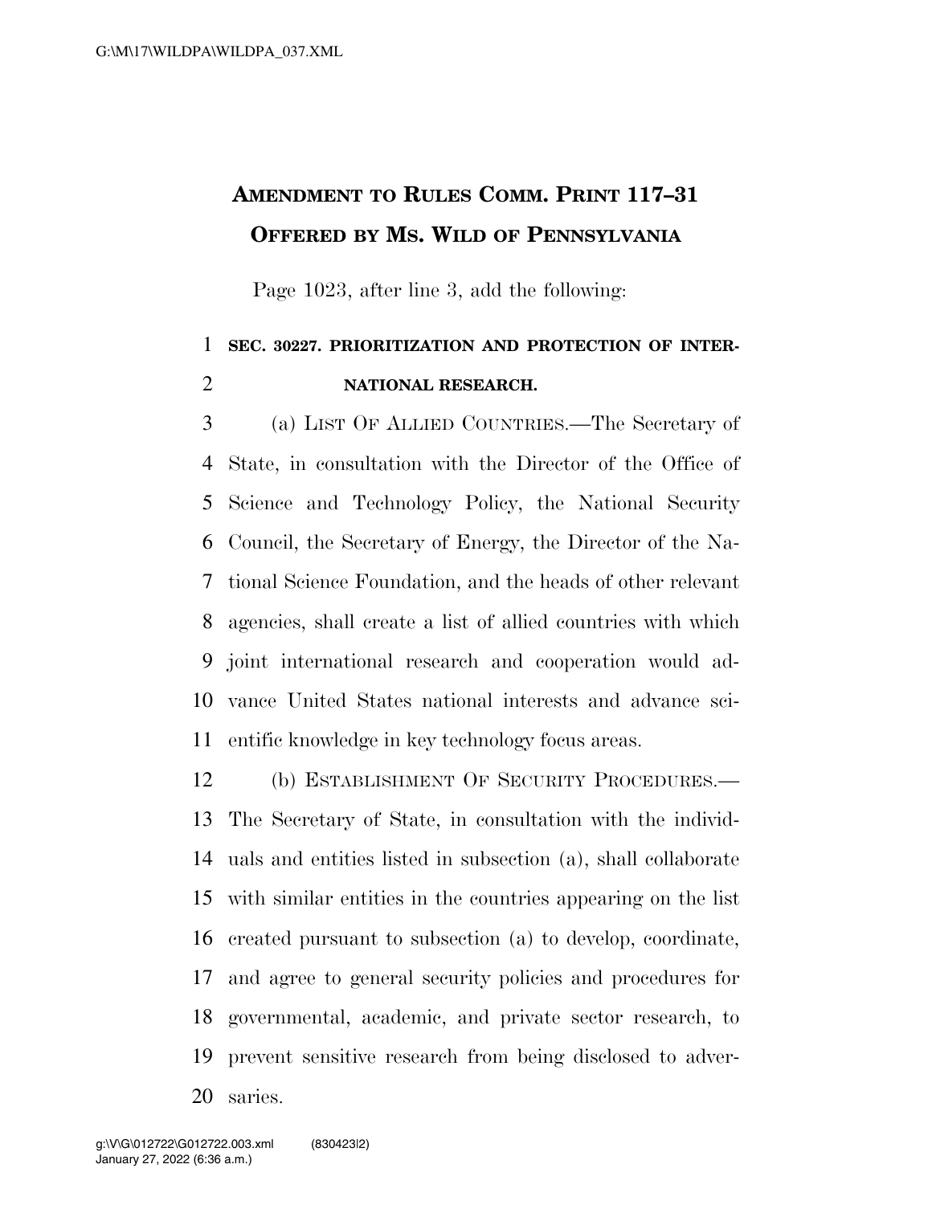# AMENDMENT TO RULES COMM. PRINT 117–31
# OFFERED BY MS. WILD OF PENNSYLVANIA

Page 1023, after line 3, add the following:

**SEC. 30227. PRIORITIZATION AND PROTECTION OF INTERNATIONAL RESEARCH.**

(a) LIST OF ALLIED COUNTRIES.—The Secretary of State, in consultation with the Director of the Office of Science and Technology Policy, the National Security Council, the Secretary of Energy, the Director of the National Science Foundation, and the heads of other relevant agencies, shall create a list of allied countries with which joint international research and cooperation would advance United States national interests and advance scientific knowledge in key technology focus areas.

(b) ESTABLISHMENT OF SECURITY PROCEDURES.—The Secretary of State, in consultation with the individuals and entities listed in subsection (a), shall collaborate with similar entities in the countries appearing on the list created pursuant to subsection (a) to develop, coordinate, and agree to general security policies and procedures for governmental, academic, and private sector research, to prevent sensitive research from being disclosed to adversaries.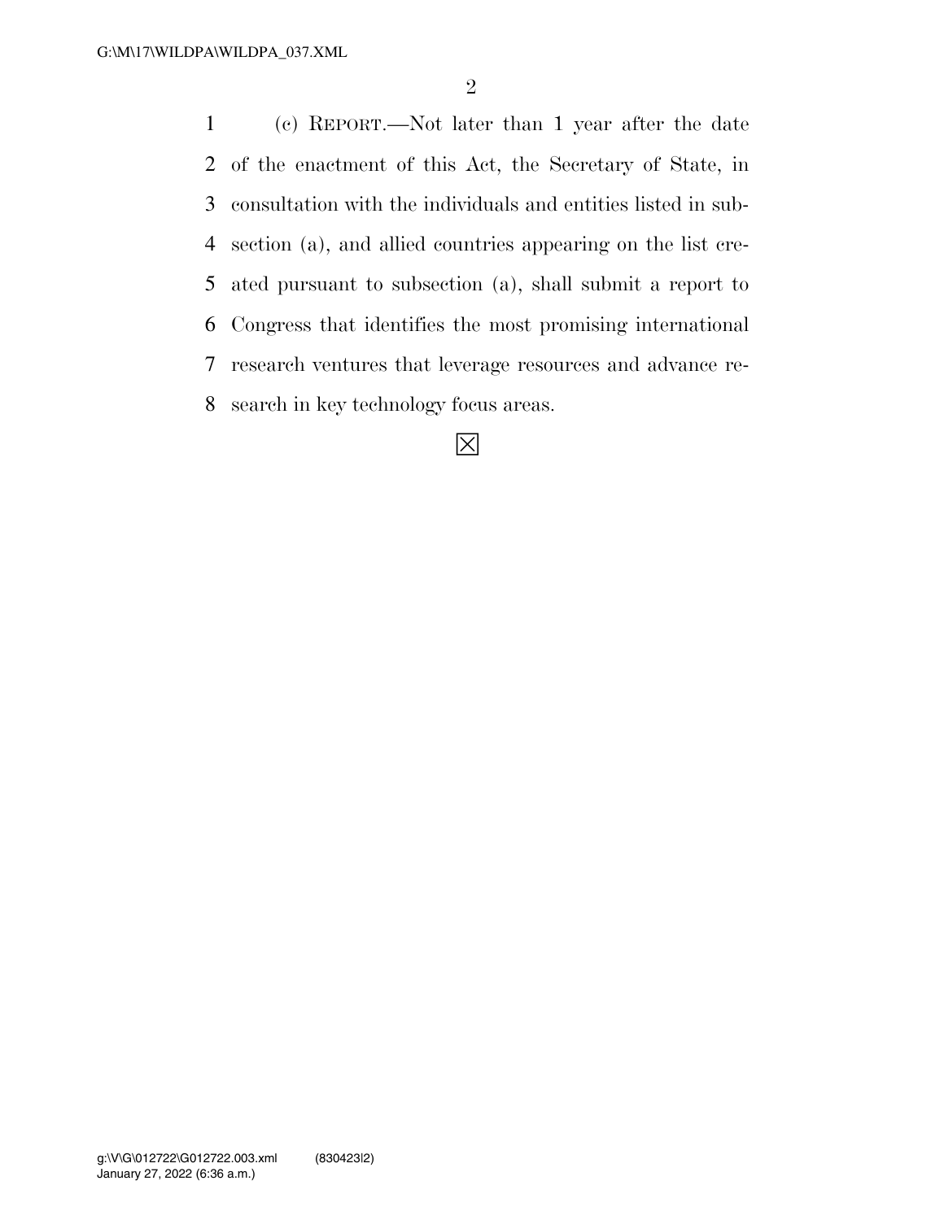(c) REPORT.—Not later than 1 year after the date of the enactment of this Act, the Secretary of State, in consultation with the individuals and entities listed in subsection (a), and allied countries appearing on the list created pursuant to subsection (a), shall submit a report to Congress that identifies the most promising international research ventures that leverage resources and advance research in key technology focus areas.